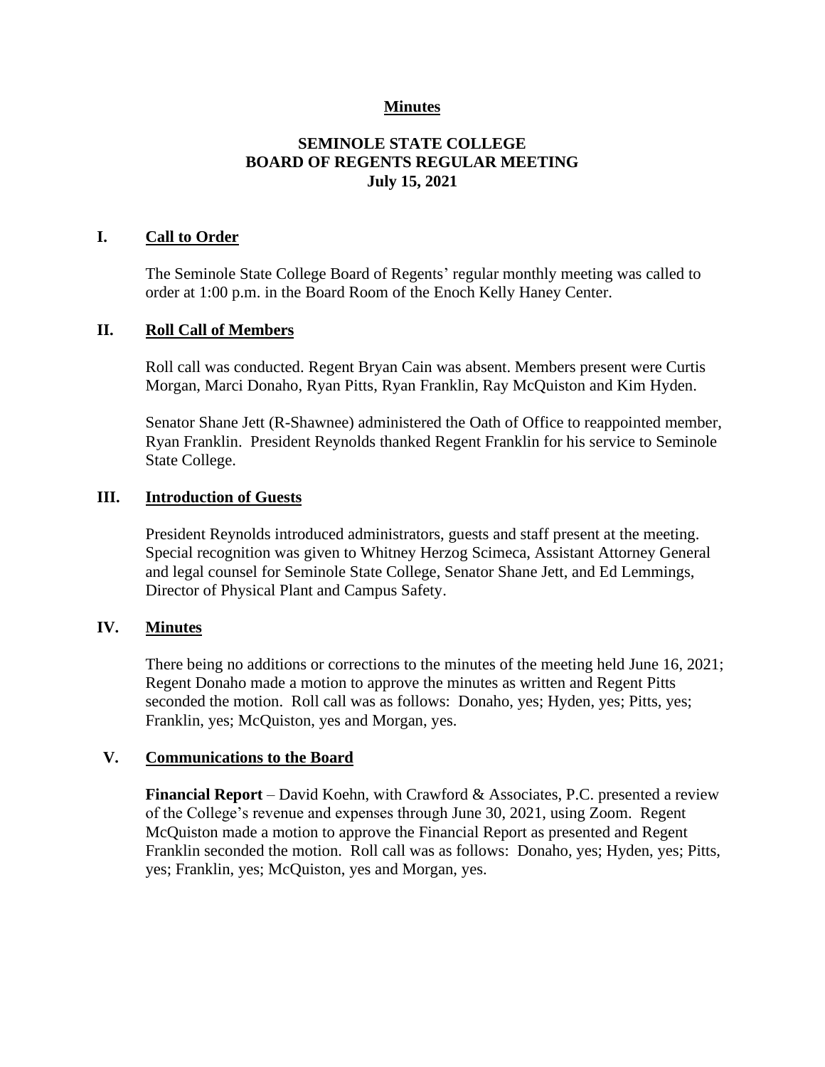**Minutes**

# SEMINOLE STATE COLLEGE BOARD OF REGENTS REGULAR MEETING July 15, 2021

## I. Call to Order

The Seminole State College Board of Regents' regular monthly meeting was called to order at 1:00 p.m. in the Board Room of the Enoch Kelly Haney Center.

## II. Roll Call of Members

Roll call was conducted. Regent Bryan Cain was absent. Members present were Curtis Morgan, Marci Donaho, Ryan Pitts, Ryan Franklin, Ray McQuiston and Kim Hyden.

Senator Shane Jett (R-Shawnee) administered the Oath of Office to reappointed member, Ryan Franklin. President Reynolds thanked Regent Franklin for his service to Seminole State College.

## III. Introduction of Guests

President Reynolds introduced administrators, guests and staff present at the meeting. Special recognition was given to Whitney Herzog Scimeca, Assistant Attorney General and legal counsel for Seminole State College, Senator Shane Jett, and Ed Lemmings, Director of Physical Plant and Campus Safety.

## IV. Minutes

There being no additions or corrections to the minutes of the meeting held June 16, 2021; Regent Donaho made a motion to approve the minutes as written and Regent Pitts seconded the motion. Roll call was as follows: Donaho, yes; Hyden, yes; Pitts, yes; Franklin, yes; McQuiston, yes and Morgan, yes.

## V. Communications to the Board

**Financial Report** – David Koehn, with Crawford & Associates, P.C. presented a review of the College's revenue and expenses through June 30, 2021, using Zoom. Regent McQuiston made a motion to approve the Financial Report as presented and Regent Franklin seconded the motion. Roll call was as follows: Donaho, yes; Hyden, yes; Pitts, yes; Franklin, yes; McQuiston, yes and Morgan, yes.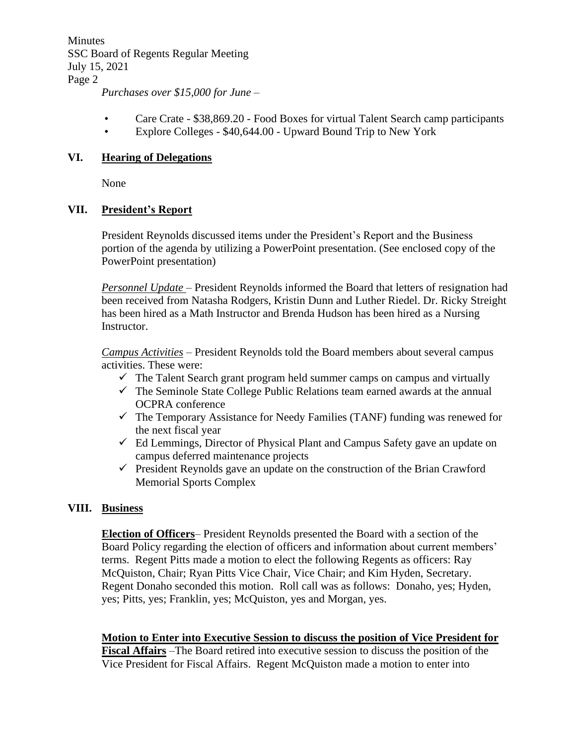*Purchases over $15,000 for June –*

- Care Crate - $38,869.20 - Food Boxes for virtual Talent Search camp participants
- Explore Colleges - $40,644.00 - Upward Bound Trip to New York

## VI. Hearing of Delegations

None

## VII. President's Report

President Reynolds discussed items under the President's Report and the Business portion of the agenda by utilizing a PowerPoint presentation. (See enclosed copy of the PowerPoint presentation)

*Personnel Update* – President Reynolds informed the Board that letters of resignation had been received from Natasha Rodgers, Kristin Dunn and Luther Riedel. Dr. Ricky Streight has been hired as a Math Instructor and Brenda Hudson has been hired as a Nursing Instructor.

*Campus Activities* – President Reynolds told the Board members about several campus activities. These were:

- ✓ The Talent Search grant program held summer camps on campus and virtually
- ✓ The Seminole State College Public Relations team earned awards at the annual OCPRA conference
- ✓ The Temporary Assistance for Needy Families (TANF) funding was renewed for the next fiscal year
- ✓ Ed Lemmings, Director of Physical Plant and Campus Safety gave an update on campus deferred maintenance projects
- ✓ President Reynolds gave an update on the construction of the Brian Crawford Memorial Sports Complex

## VIII. Business

**Election of Officers**– President Reynolds presented the Board with a section of the Board Policy regarding the election of officers and information about current members' terms. Regent Pitts made a motion to elect the following Regents as officers: Ray McQuiston, Chair; Ryan Pitts Vice Chair, Vice Chair; and Kim Hyden, Secretary. Regent Donaho seconded this motion. Roll call was as follows: Donaho, yes; Hyden, yes; Pitts, yes; Franklin, yes; McQuiston, yes and Morgan, yes.

**Motion to Enter into Executive Session to discuss the position of Vice President for Fiscal Affairs** –The Board retired into executive session to discuss the position of the Vice President for Fiscal Affairs. Regent McQuiston made a motion to enter into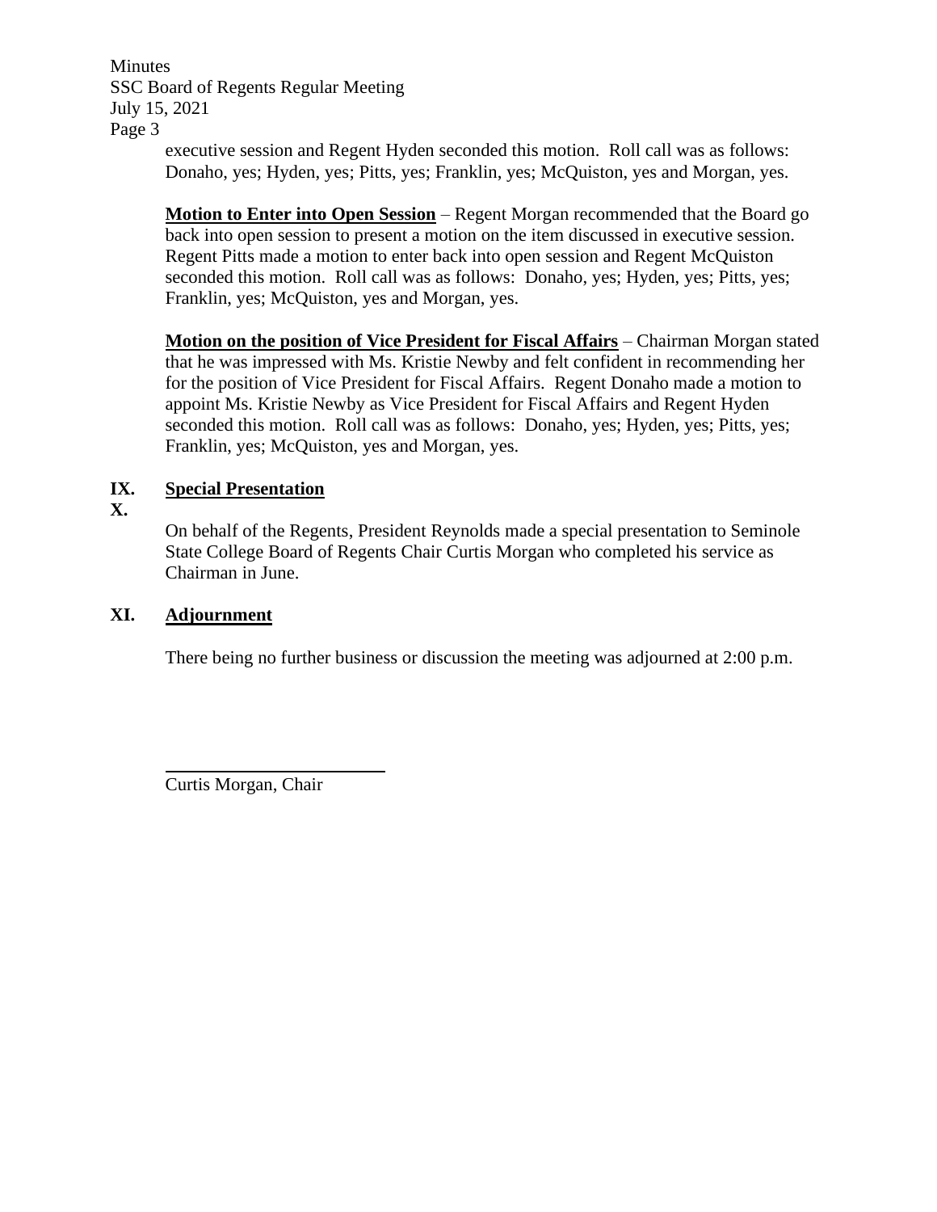executive session and Regent Hyden seconded this motion. Roll call was as follows: Donaho, yes; Hyden, yes; Pitts, yes; Franklin, yes; McQuiston, yes and Morgan, yes.

**Motion to Enter into Open Session** – Regent Morgan recommended that the Board go back into open session to present a motion on the item discussed in executive session. Regent Pitts made a motion to enter back into open session and Regent McQuiston seconded this motion. Roll call was as follows: Donaho, yes; Hyden, yes; Pitts, yes; Franklin, yes; McQuiston, yes and Morgan, yes.

**Motion on the position of Vice President for Fiscal Affairs** – Chairman Morgan stated that he was impressed with Ms. Kristie Newby and felt confident in recommending her for the position of Vice President for Fiscal Affairs. Regent Donaho made a motion to appoint Ms. Kristie Newby as Vice President for Fiscal Affairs and Regent Hyden seconded this motion. Roll call was as follows: Donaho, yes; Hyden, yes; Pitts, yes; Franklin, yes; McQuiston, yes and Morgan, yes.

## IX. Special Presentation

## X.

On behalf of the Regents, President Reynolds made a special presentation to Seminole State College Board of Regents Chair Curtis Morgan who completed his service as Chairman in June.

## XI. Adjournment

There being no further business or discussion the meeting was adjourned at 2:00 p.m.

\_\_\_\_\_\_\_\_\_\_\_\_\_\_\_\_\_\_\_\_\_\_\_\_\_

Curtis Morgan, Chair